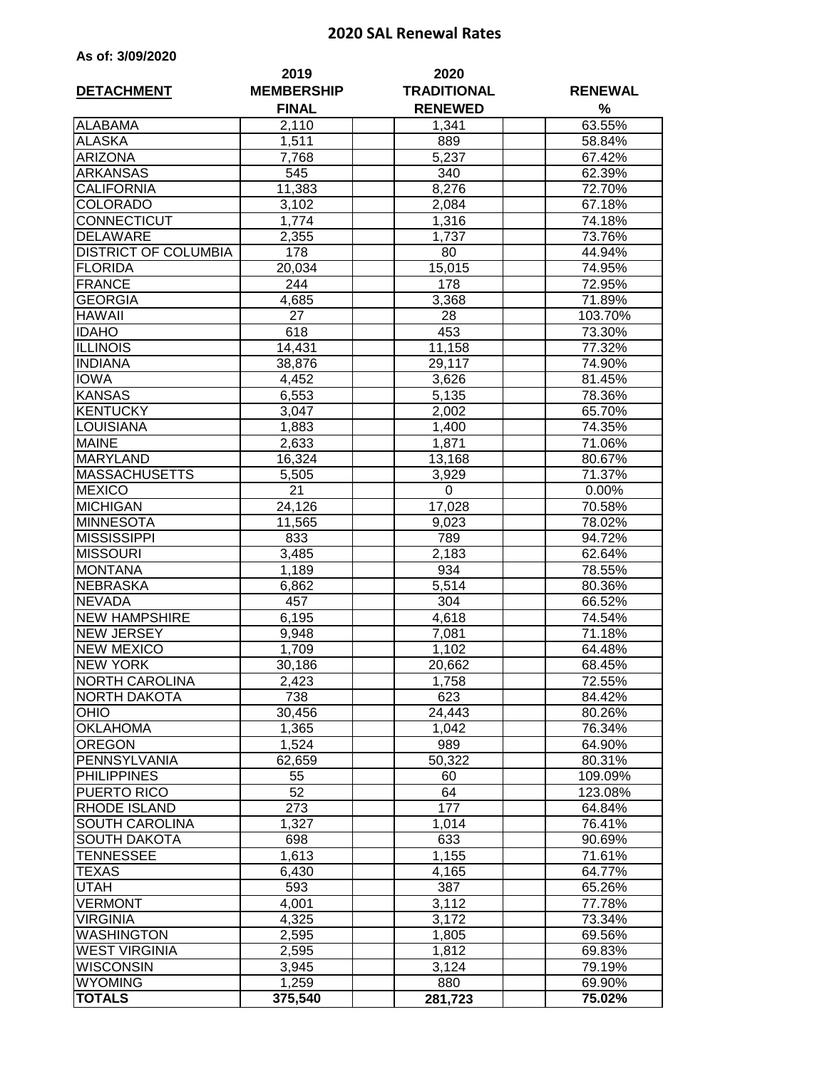# 2020 SAL Renewal Rates

**As of: 3/09/2020**

| DETACHMENT | 2019 MEMBERSHIP FINAL | 2020 TRADITIONAL RENEWED | RENEWAL % |
|---|---|---|---|
| ALABAMA | 2,110 | 1,341 | 63.55% |
| ALASKA | 1,511 | 889 | 58.84% |
| ARIZONA | 7,768 | 5,237 | 67.42% |
| ARKANSAS | 545 | 340 | 62.39% |
| CALIFORNIA | 11,383 | 8,276 | 72.70% |
| COLORADO | 3,102 | 2,084 | 67.18% |
| CONNECTICUT | 1,774 | 1,316 | 74.18% |
| DELAWARE | 2,355 | 1,737 | 73.76% |
| DISTRICT OF COLUMBIA | 178 | 80 | 44.94% |
| FLORIDA | 20,034 | 15,015 | 74.95% |
| FRANCE | 244 | 178 | 72.95% |
| GEORGIA | 4,685 | 3,368 | 71.89% |
| HAWAII | 27 | 28 | 103.70% |
| IDAHO | 618 | 453 | 73.30% |
| ILLINOIS | 14,431 | 11,158 | 77.32% |
| INDIANA | 38,876 | 29,117 | 74.90% |
| IOWA | 4,452 | 3,626 | 81.45% |
| KANSAS | 6,553 | 5,135 | 78.36% |
| KENTUCKY | 3,047 | 2,002 | 65.70% |
| LOUISIANA | 1,883 | 1,400 | 74.35% |
| MAINE | 2,633 | 1,871 | 71.06% |
| MARYLAND | 16,324 | 13,168 | 80.67% |
| MASSACHUSETTS | 5,505 | 3,929 | 71.37% |
| MEXICO | 21 | 0 | 0.00% |
| MICHIGAN | 24,126 | 17,028 | 70.58% |
| MINNESOTA | 11,565 | 9,023 | 78.02% |
| MISSISSIPPI | 833 | 789 | 94.72% |
| MISSOURI | 3,485 | 2,183 | 62.64% |
| MONTANA | 1,189 | 934 | 78.55% |
| NEBRASKA | 6,862 | 5,514 | 80.36% |
| NEVADA | 457 | 304 | 66.52% |
| NEW HAMPSHIRE | 6,195 | 4,618 | 74.54% |
| NEW JERSEY | 9,948 | 7,081 | 71.18% |
| NEW MEXICO | 1,709 | 1,102 | 64.48% |
| NEW YORK | 30,186 | 20,662 | 68.45% |
| NORTH CAROLINA | 2,423 | 1,758 | 72.55% |
| NORTH DAKOTA | 738 | 623 | 84.42% |
| OHIO | 30,456 | 24,443 | 80.26% |
| OKLAHOMA | 1,365 | 1,042 | 76.34% |
| OREGON | 1,524 | 989 | 64.90% |
| PENNSYLVANIA | 62,659 | 50,322 | 80.31% |
| PHILIPPINES | 55 | 60 | 109.09% |
| PUERTO RICO | 52 | 64 | 123.08% |
| RHODE ISLAND | 273 | 177 | 64.84% |
| SOUTH CAROLINA | 1,327 | 1,014 | 76.41% |
| SOUTH DAKOTA | 698 | 633 | 90.69% |
| TENNESSEE | 1,613 | 1,155 | 71.61% |
| TEXAS | 6,430 | 4,165 | 64.77% |
| UTAH | 593 | 387 | 65.26% |
| VERMONT | 4,001 | 3,112 | 77.78% |
| VIRGINIA | 4,325 | 3,172 | 73.34% |
| WASHINGTON | 2,595 | 1,805 | 69.56% |
| WEST VIRGINIA | 2,595 | 1,812 | 69.83% |
| WISCONSIN | 3,945 | 3,124 | 79.19% |
| WYOMING | 1,259 | 880 | 69.90% |
| **TOTALS** | **375,540** | **281,723** | **75.02%** |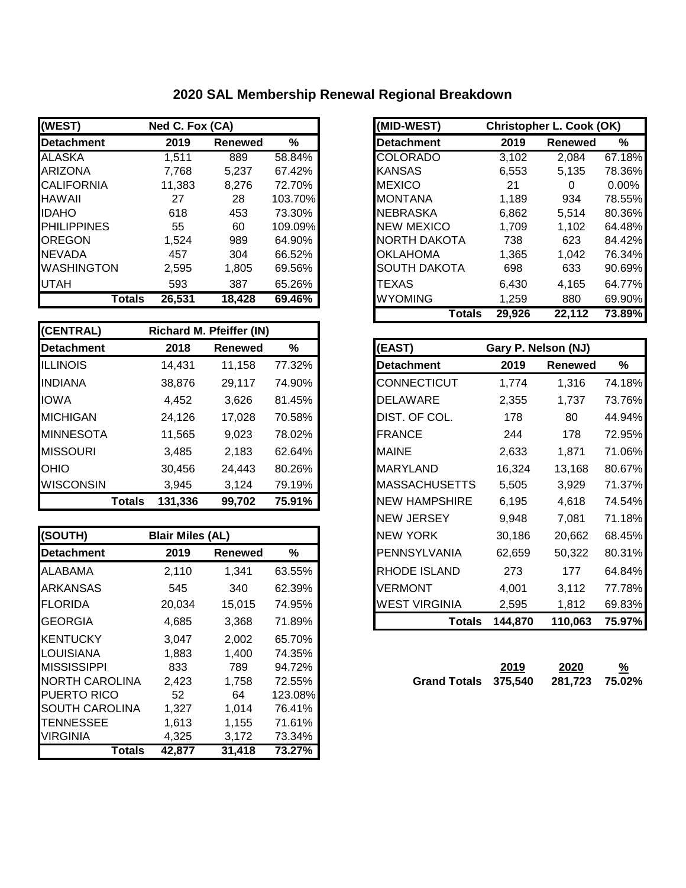# 2020 SAL Membership Renewal Regional Breakdown

| (WEST) | Ned C. Fox (CA) | | |
|---|---|---|---|
| **Detachment** | **2019** | **Renewed** | **%** |
| ALASKA | 1,511 | 889 | 58.84% |
| ARIZONA | 7,768 | 5,237 | 67.42% |
| CALIFORNIA | 11,383 | 8,276 | 72.70% |
| HAWAII | 27 | 28 | 103.70% |
| IDAHO | 618 | 453 | 73.30% |
| PHILIPPINES | 55 | 60 | 109.09% |
| OREGON | 1,524 | 989 | 64.90% |
| NEVADA | 457 | 304 | 66.52% |
| WASHINGTON | 2,595 | 1,805 | 69.56% |
| UTAH | 593 | 387 | 65.26% |
| **Totals** | **26,531** | **18,428** | **69.46%** |

| (MID-WEST) | Christopher L. Cook (OK) | | |
|---|---|---|---|
| **Detachment** | **2019** | **Renewed** | **%** |
| COLORADO | 3,102 | 2,084 | 67.18% |
| KANSAS | 6,553 | 5,135 | 78.36% |
| MEXICO | 21 | 0 | 0.00% |
| MONTANA | 1,189 | 934 | 78.55% |
| NEBRASKA | 6,862 | 5,514 | 80.36% |
| NEW MEXICO | 1,709 | 1,102 | 64.48% |
| NORTH DAKOTA | 738 | 623 | 84.42% |
| OKLAHOMA | 1,365 | 1,042 | 76.34% |
| SOUTH DAKOTA | 698 | 633 | 90.69% |
| TEXAS | 6,430 | 4,165 | 64.77% |
| WYOMING | 1,259 | 880 | 69.90% |
| **Totals** | **29,926** | **22,112** | **73.89%** |

| (CENTRAL) | Richard M. Pfeiffer (IN) | | |
|---|---|---|---|
| **Detachment** | **2018** | **Renewed** | **%** |
| ILLINOIS | 14,431 | 11,158 | 77.32% |
| INDIANA | 38,876 | 29,117 | 74.90% |
| IOWA | 4,452 | 3,626 | 81.45% |
| MICHIGAN | 24,126 | 17,028 | 70.58% |
| MINNESOTA | 11,565 | 9,023 | 78.02% |
| MISSOURI | 3,485 | 2,183 | 62.64% |
| OHIO | 30,456 | 24,443 | 80.26% |
| WISCONSIN | 3,945 | 3,124 | 79.19% |
| **Totals** | **131,336** | **99,702** | **75.91%** |

| (EAST) | Gary P. Nelson (NJ) | | |
|---|---|---|---|
| **Detachment** | **2019** | **Renewed** | **%** |
| CONNECTICUT | 1,774 | 1,316 | 74.18% |
| DELAWARE | 2,355 | 1,737 | 73.76% |
| DIST. OF COL. | 178 | 80 | 44.94% |
| FRANCE | 244 | 178 | 72.95% |
| MAINE | 2,633 | 1,871 | 71.06% |
| MARYLAND | 16,324 | 13,168 | 80.67% |
| MASSACHUSETTS | 5,505 | 3,929 | 71.37% |
| NEW HAMPSHIRE | 6,195 | 4,618 | 74.54% |
| NEW JERSEY | 9,948 | 7,081 | 71.18% |
| NEW YORK | 30,186 | 20,662 | 68.45% |
| PENNSYLVANIA | 62,659 | 50,322 | 80.31% |
| RHODE ISLAND | 273 | 177 | 64.84% |
| VERMONT | 4,001 | 3,112 | 77.78% |
| WEST VIRGINIA | 2,595 | 1,812 | 69.83% |
| **Totals** | **144,870** | **110,063** | **75.97%** |

| (SOUTH) | Blair Miles (AL) | | |
|---|---|---|---|
| **Detachment** | **2019** | **Renewed** | **%** |
| ALABAMA | 2,110 | 1,341 | 63.55% |
| ARKANSAS | 545 | 340 | 62.39% |
| FLORIDA | 20,034 | 15,015 | 74.95% |
| GEORGIA | 4,685 | 3,368 | 71.89% |
| KENTUCKY | 3,047 | 2,002 | 65.70% |
| LOUISIANA | 1,883 | 1,400 | 74.35% |
| MISSISSIPPI | 833 | 789 | 94.72% |
| NORTH CAROLINA | 2,423 | 1,758 | 72.55% |
| PUERTO RICO | 52 | 64 | 123.08% |
| SOUTH CAROLINA | 1,327 | 1,014 | 76.41% |
| TENNESSEE | 1,613 | 1,155 | 71.61% |
| VIRGINIA | 4,325 | 3,172 | 73.34% |
| **Totals** | **42,877** | **31,418** | **73.27%** |

| | **2019** | **2020** | **%** |
|---|---|---|---|
| **Grand Totals** | **375,540** | **281,723** | **75.02%** |